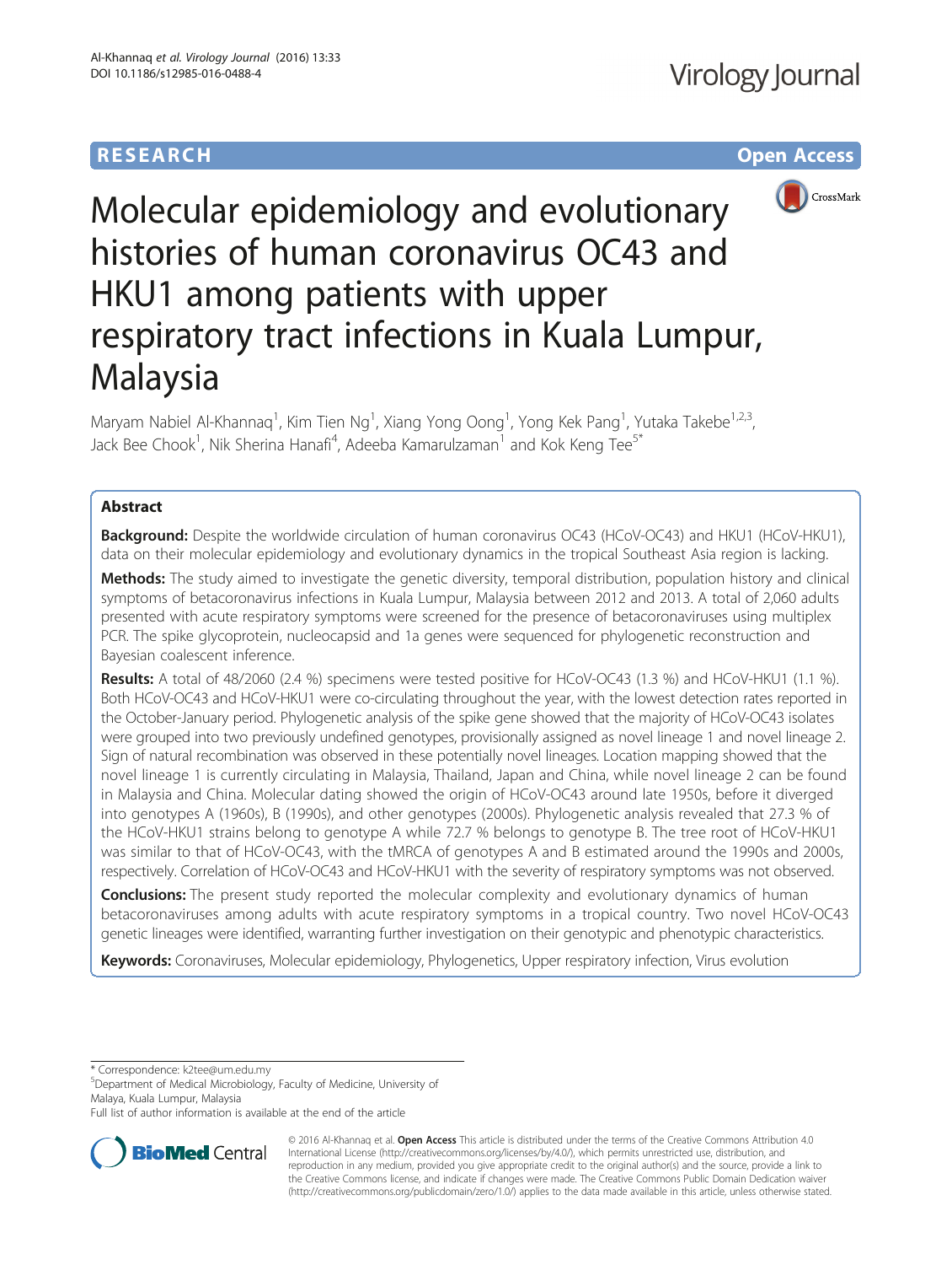RESEARCH | Open Access

# Molecular epidemiology and evolutionary histories of human coronavirus OC43 and HKU1 among patients with upper respiratory tract infections in Kuala Lumpur, Malaysia

Maryam Nabiel Al-Khannaq[1], Kim Tien Ng[1], Xiang Yong Oong[1], Yong Kek Pang[1], Yutaka Takebe[1,2,3], Jack Bee Chook[1], Nik Sherina Hanafi[4], Adeeba Kamarulzaman[1] and Kok Keng Tee[5*]

## Abstract

**Background:** Despite the worldwide circulation of human coronavirus OC43 (HCoV-OC43) and HKU1 (HCoV-HKU1), data on their molecular epidemiology and evolutionary dynamics in the tropical Southeast Asia region is lacking.

**Methods:** The study aimed to investigate the genetic diversity, temporal distribution, population history and clinical symptoms of betacoronavirus infections in Kuala Lumpur, Malaysia between 2012 and 2013. A total of 2,060 adults presented with acute respiratory symptoms were screened for the presence of betacoronaviruses using multiplex PCR. The spike glycoprotein, nucleocapsid and 1a genes were sequenced for phylogenetic reconstruction and Bayesian coalescent inference.

**Results:** A total of 48/2060 (2.4 %) specimens were tested positive for HCoV-OC43 (1.3 %) and HCoV-HKU1 (1.1 %). Both HCoV-OC43 and HCoV-HKU1 were co-circulating throughout the year, with the lowest detection rates reported in the October-January period. Phylogenetic analysis of the spike gene showed that the majority of HCoV-OC43 isolates were grouped into two previously undefined genotypes, provisionally assigned as novel lineage 1 and novel lineage 2. Sign of natural recombination was observed in these potentially novel lineages. Location mapping showed that the novel lineage 1 is currently circulating in Malaysia, Thailand, Japan and China, while novel lineage 2 can be found in Malaysia and China. Molecular dating showed the origin of HCoV-OC43 around late 1950s, before it diverged into genotypes A (1960s), B (1990s), and other genotypes (2000s). Phylogenetic analysis revealed that 27.3 % of the HCoV-HKU1 strains belong to genotype A while 72.7 % belongs to genotype B. The tree root of HCoV-HKU1 was similar to that of HCoV-OC43, with the tMRCA of genotypes A and B estimated around the 1990s and 2000s, respectively. Correlation of HCoV-OC43 and HCoV-HKU1 with the severity of respiratory symptoms was not observed.

**Conclusions:** The present study reported the molecular complexity and evolutionary dynamics of human betacoronaviruses among adults with acute respiratory symptoms in a tropical country. Two novel HCoV-OC43 genetic lineages were identified, warranting further investigation on their genotypic and phenotypic characteristics.

**Keywords:** Coronaviruses, Molecular epidemiology, Phylogenetics, Upper respiratory infection, Virus evolution

* Correspondence: k2tee@um.edu.my
[5]Department of Medical Microbiology, Faculty of Medicine, University of Malaya, Kuala Lumpur, Malaysia
Full list of author information is available at the end of the article

© 2016 Al-Khannaq et al. **Open Access** This article is distributed under the terms of the Creative Commons Attribution 4.0 International License (http://creativecommons.org/licenses/by/4.0/), which permits unrestricted use, distribution, and reproduction in any medium, provided you give appropriate credit to the original author(s) and the source, provide a link to the Creative Commons license, and indicate if changes were made. The Creative Commons Public Domain Dedication waiver (http://creativecommons.org/publicdomain/zero/1.0/) applies to the data made available in this article, unless otherwise stated.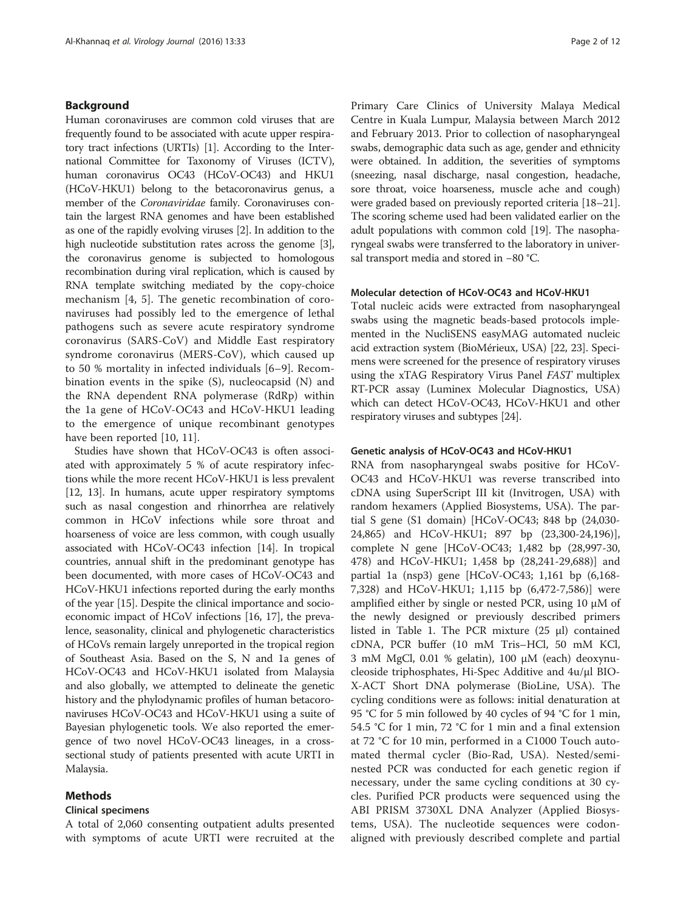## Background

Human coronaviruses are common cold viruses that are frequently found to be associated with acute upper respiratory tract infections (URTIs) [1]. According to the International Committee for Taxonomy of Viruses (ICTV), human coronavirus OC43 (HCoV-OC43) and HKU1 (HCoV-HKU1) belong to the betacoronavirus genus, a member of the *Coronaviridae* family. Coronaviruses contain the largest RNA genomes and have been established as one of the rapidly evolving viruses [2]. In addition to the high nucleotide substitution rates across the genome [3], the coronavirus genome is subjected to homologous recombination during viral replication, which is caused by RNA template switching mediated by the copy-choice mechanism [4, 5]. The genetic recombination of coronaviruses had possibly led to the emergence of lethal pathogens such as severe acute respiratory syndrome coronavirus (SARS-CoV) and Middle East respiratory syndrome coronavirus (MERS-CoV), which caused up to 50 % mortality in infected individuals [6–9]. Recombination events in the spike (S), nucleocapsid (N) and the RNA dependent RNA polymerase (RdRp) within the 1a gene of HCoV-OC43 and HCoV-HKU1 leading to the emergence of unique recombinant genotypes have been reported [10, 11].

Studies have shown that HCoV-OC43 is often associated with approximately 5 % of acute respiratory infections while the more recent HCoV-HKU1 is less prevalent [12, 13]. In humans, acute upper respiratory symptoms such as nasal congestion and rhinorrhea are relatively common in HCoV infections while sore throat and hoarseness of voice are less common, with cough usually associated with HCoV-OC43 infection [14]. In tropical countries, annual shift in the predominant genotype has been documented, with more cases of HCoV-OC43 and HCoV-HKU1 infections reported during the early months of the year [15]. Despite the clinical importance and socioeconomic impact of HCoV infections [16, 17], the prevalence, seasonality, clinical and phylogenetic characteristics of HCoVs remain largely unreported in the tropical region of Southeast Asia. Based on the S, N and 1a genes of HCoV-OC43 and HCoV-HKU1 isolated from Malaysia and also globally, we attempted to delineate the genetic history and the phylodynamic profiles of human betacoronaviruses HCoV-OC43 and HCoV-HKU1 using a suite of Bayesian phylogenetic tools. We also reported the emergence of two novel HCoV-OC43 lineages, in a cross-sectional study of patients presented with acute URTI in Malaysia.

## Methods

### Clinical specimens

A total of 2,060 consenting outpatient adults presented with symptoms of acute URTI were recruited at the Primary Care Clinics of University Malaya Medical Centre in Kuala Lumpur, Malaysia between March 2012 and February 2013. Prior to collection of nasopharyngeal swabs, demographic data such as age, gender and ethnicity were obtained. In addition, the severities of symptoms (sneezing, nasal discharge, nasal congestion, headache, sore throat, voice hoarseness, muscle ache and cough) were graded based on previously reported criteria [18–21]. The scoring scheme used had been validated earlier on the adult populations with common cold [19]. The nasopharyngeal swabs were transferred to the laboratory in universal transport media and stored in −80 °C.

### Molecular detection of HCoV-OC43 and HCoV-HKU1

Total nucleic acids were extracted from nasopharyngeal swabs using the magnetic beads-based protocols implemented in the NucliSENS easyMAG automated nucleic acid extraction system (BioMérieux, USA) [22, 23]. Specimens were screened for the presence of respiratory viruses using the xTAG Respiratory Virus Panel *FAST* multiplex RT-PCR assay (Luminex Molecular Diagnostics, USA) which can detect HCoV-OC43, HCoV-HKU1 and other respiratory viruses and subtypes [24].

### Genetic analysis of HCoV-OC43 and HCoV-HKU1

RNA from nasopharyngeal swabs positive for HCoV-OC43 and HCoV-HKU1 was reverse transcribed into cDNA using SuperScript III kit (Invitrogen, USA) with random hexamers (Applied Biosystems, USA). The partial S gene (S1 domain) [HCoV-OC43; 848 bp (24,030-24,865) and HCoV-HKU1; 897 bp (23,300-24,196)], complete N gene [HCoV-OC43; 1,482 bp (28,997-30,478) and HCoV-HKU1; 1,458 bp (28,241-29,688)] and partial 1a (nsp3) gene [HCoV-OC43; 1,161 bp (6,168-7,328) and HCoV-HKU1; 1,115 bp (6,472-7,586)] were amplified either by single or nested PCR, using 10 μM of the newly designed or previously described primers listed in Table 1. The PCR mixture (25 μl) contained cDNA, PCR buffer (10 mM Tris–HCl, 50 mM KCl, 3 mM $MgCl_2$, 0.01 % gelatin), 100 μM (each) deoxynucleoside triphosphates, Hi-Spec Additive and 4u/μl BIO-X-ACT Short DNA polymerase (BioLine, USA). The cycling conditions were as follows: initial denaturation at 95 °C for 5 min followed by 40 cycles of 94 °C for 1 min, 54.5 °C for 1 min, 72 °C for 1 min and a final extension at 72 °C for 10 min, performed in a C1000 Touch automated thermal cycler (Bio-Rad, USA). Nested/semi-nested PCR was conducted for each genetic region if necessary, under the same cycling conditions at 30 cycles. Purified PCR products were sequenced using the ABI PRISM 3730XL DNA Analyzer (Applied Biosystems, USA). The nucleotide sequences were codon-aligned with previously described complete and partial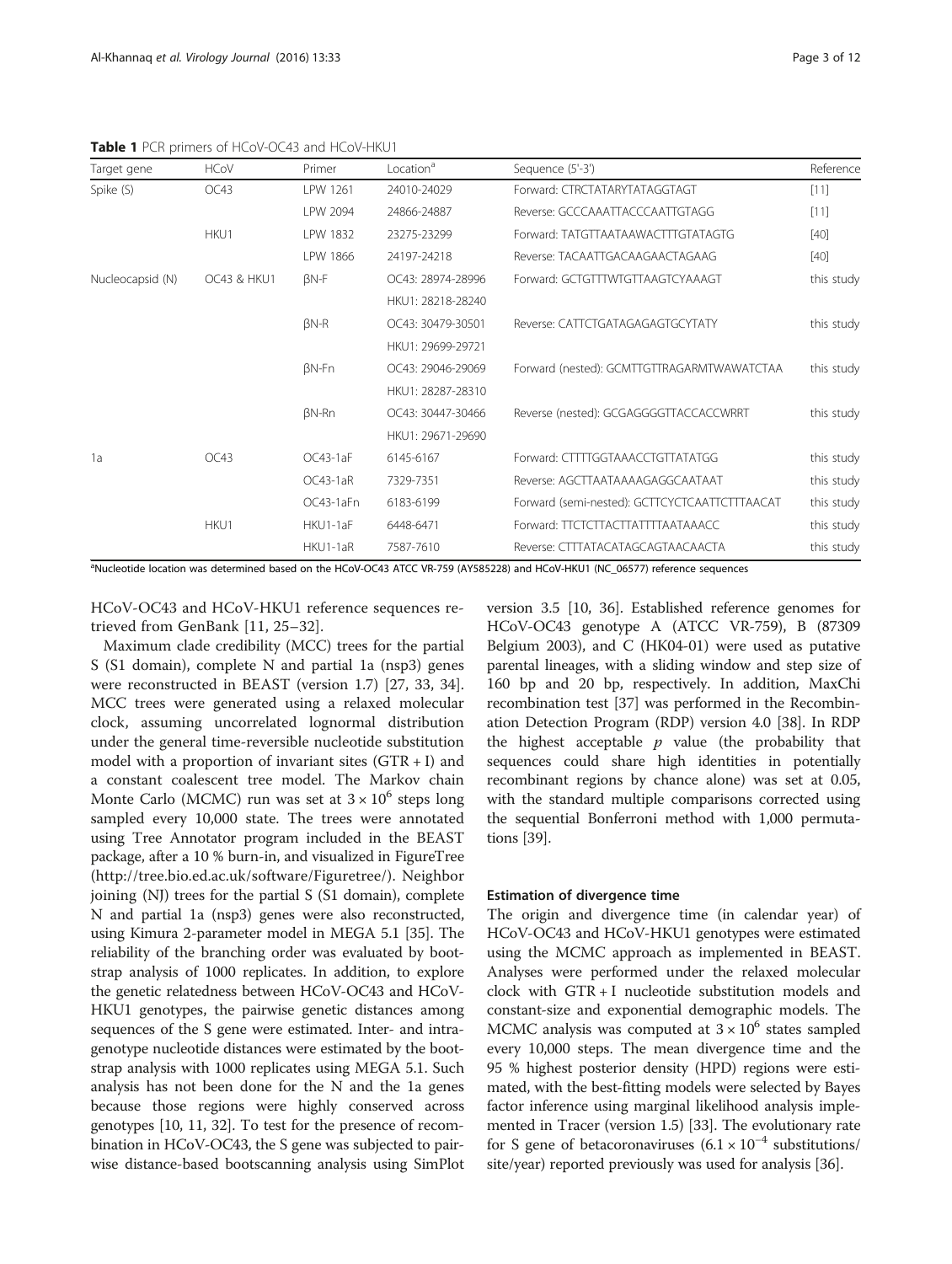**Table 1** PCR primers of HCoV-OC43 and HCoV-HKU1

| Target gene | HCoV | Primer | Location[a] | Sequence (5'-3') | Reference |
|---|---|---|---|---|---|
| Spike (S) | OC43 | LPW 1261 | 24010-24029 | Forward: CTRCTATARYTATAGGTAGT | [11] |
| | | LPW 2094 | 24866-24887 | Reverse: GCCCAAATTACCCAATTGTAGG | [11] |
| | HKU1 | LPW 1832 | 23275-23299 | Forward: TATGTTAATAAWACTTTGTATAGTG | [40] |
| | | LPW 1866 | 24197-24218 | Reverse: TACAATTGACAAGAACTAGAAG | [40] |
| Nucleocapsid (N) | OC43 & HKU1 | βN-F | OC43: 28974-28996<br>HKU1: 28218-28240 | Forward: GCTGTTTWTGTTAAGTCYAAAGT | this study |
| | | βN-R | OC43: 30479-30501<br>HKU1: 29699-29721 | Reverse: CATTCTGATAGAGAGTGCYTATY | this study |
| | | βN-Fn | OC43: 29046-29069<br>HKU1: 28287-28310 | Forward (nested): GCMTTGTTRAGARMTWAWATCTAA | this study |
| | | βN-Rn | OC43: 30447-30466<br>HKU1: 29671-29690 | Reverse (nested): GCGAGGGGTTACCACCWRRT | this study |
| 1a | OC43 | OC43-1aF | 6145-6167 | Forward: CTTTTGGTAAACCTGTTATATGG | this study |
| | | OC43-1aR | 7329-7351 | Reverse: AGCTTAATAAAAGAGGCAATAAT | this study |
| | | OC43-1aFn | 6183-6199 | Forward (semi-nested): GCTTCYCTCAATTCTTTAACAT | this study |
| | HKU1 | HKU1-1aF | 6448-6471 | Forward: TTCTCTTACTTATTTTAATAAACC | this study |
| | | HKU1-1aR | 7587-7610 | Reverse: CTTTATACATAGCAGTAACAACTA | this study |

[a]Nucleotide location was determined based on the HCoV-OC43 ATCC VR-759 (AY585228) and HCoV-HKU1 (NC_06577) reference sequences

HCoV-OC43 and HCoV-HKU1 reference sequences retrieved from GenBank [11, 25–32].

Maximum clade credibility (MCC) trees for the partial S (S1 domain), complete N and partial 1a (nsp3) genes were reconstructed in BEAST (version 1.7) [27, 33, 34]. MCC trees were generated using a relaxed molecular clock, assuming uncorrelated lognormal distribution under the general time-reversible nucleotide substitution model with a proportion of invariant sites (GTR + I) and a constant coalescent tree model. The Markov chain Monte Carlo (MCMC) run was set at $3 \times 10^6$ steps long sampled every 10,000 state. The trees were annotated using Tree Annotator program included in the BEAST package, after a 10 % burn-in, and visualized in FigureTree (http://tree.bio.ed.ac.uk/software/Figuretree/). Neighbor joining (NJ) trees for the partial S (S1 domain), complete N and partial 1a (nsp3) genes were also reconstructed, using Kimura 2-parameter model in MEGA 5.1 [35]. The reliability of the branching order was evaluated by bootstrap analysis of 1000 replicates. In addition, to explore the genetic relatedness between HCoV-OC43 and HCoV-HKU1 genotypes, the pairwise genetic distances among sequences of the S gene were estimated. Inter- and intragenotype nucleotide distances were estimated by the bootstrap analysis with 1000 replicates using MEGA 5.1. Such analysis has not been done for the N and the 1a genes because those regions were highly conserved across genotypes [10, 11, 32]. To test for the presence of recombination in HCoV-OC43, the S gene was subjected to pairwise distance-based bootscanning analysis using SimPlot version 3.5 [10, 36]. Established reference genomes for HCoV-OC43 genotype A (ATCC VR-759), B (87309 Belgium 2003), and C (HK04-01) were used as putative parental lineages, with a sliding window and step size of 160 bp and 20 bp, respectively. In addition, MaxChi recombination test [37] was performed in the Recombination Detection Program (RDP) version 4.0 [38]. In RDP the highest acceptable $p$ value (the probability that sequences could share high identities in potentially recombinant regions by chance alone) was set at 0.05, with the standard multiple comparisons corrected using the sequential Bonferroni method with 1,000 permutations [39].

### Estimation of divergence time

The origin and divergence time (in calendar year) of HCoV-OC43 and HCoV-HKU1 genotypes were estimated using the MCMC approach as implemented in BEAST. Analyses were performed under the relaxed molecular clock with GTR + I nucleotide substitution models and constant-size and exponential demographic models. The MCMC analysis was computed at $3 \times 10^6$ states sampled every 10,000 steps. The mean divergence time and the 95 % highest posterior density (HPD) regions were estimated, with the best-fitting models were selected by Bayes factor inference using marginal likelihood analysis implemented in Tracer (version 1.5) [33]. The evolutionary rate for S gene of betacoronaviruses ($6.1 \times 10^{-4}$ substitutions/site/year) reported previously was used for analysis [36].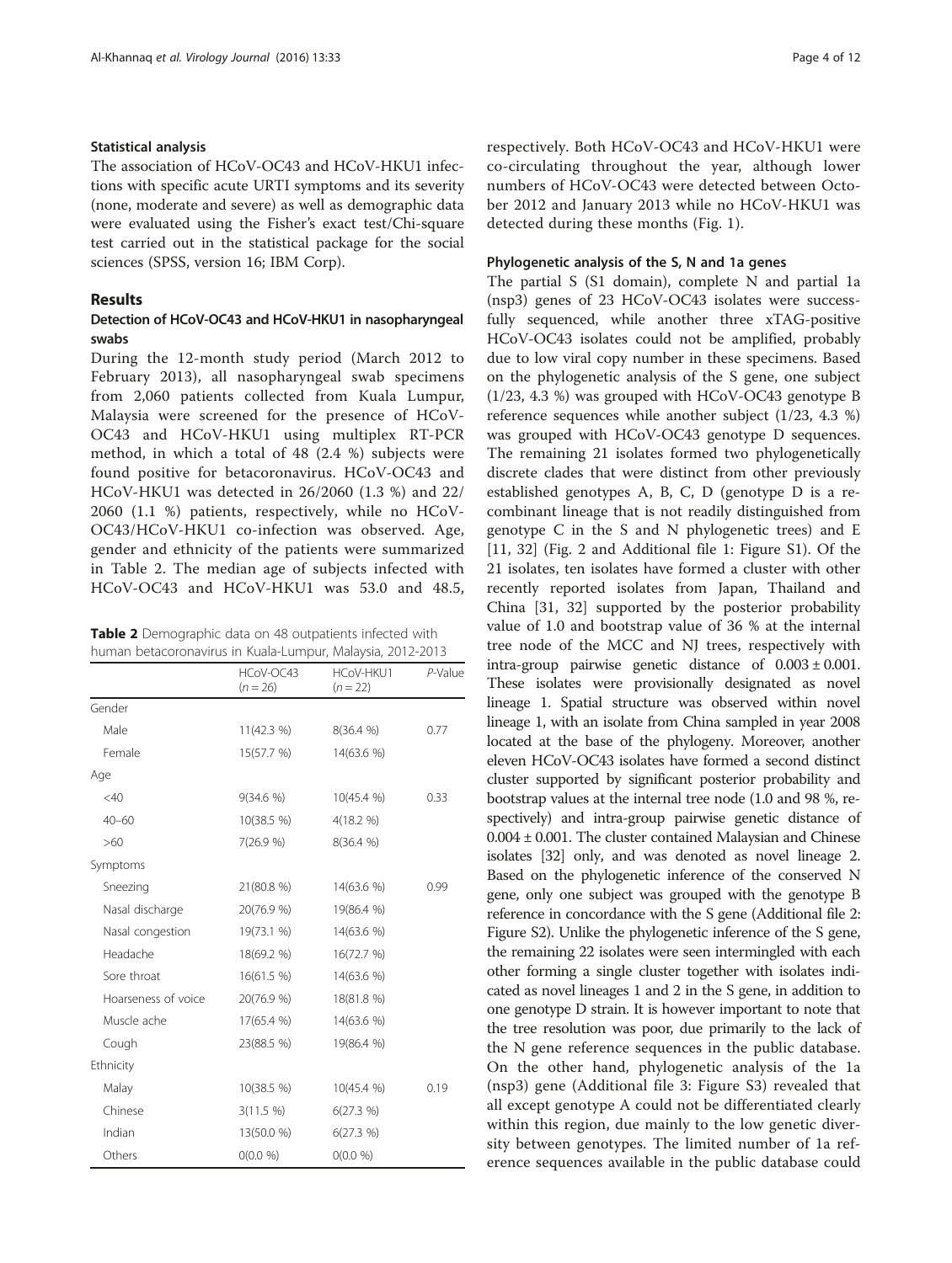### Statistical analysis

The association of HCoV-OC43 and HCoV-HKU1 infections with specific acute URTI symptoms and its severity (none, moderate and severe) as well as demographic data were evaluated using the Fisher's exact test/Chi-square test carried out in the statistical package for the social sciences (SPSS, version 16; IBM Corp).

## Results

### Detection of HCoV-OC43 and HCoV-HKU1 in nasopharyngeal swabs

During the 12-month study period (March 2012 to February 2013), all nasopharyngeal swab specimens from 2,060 patients collected from Kuala Lumpur, Malaysia were screened for the presence of HCoV-OC43 and HCoV-HKU1 using multiplex RT-PCR method, in which a total of 48 (2.4 %) subjects were found positive for betacoronavirus. HCoV-OC43 and HCoV-HKU1 was detected in 26/2060 (1.3 %) and 22/2060 (1.1 %) patients, respectively, while no HCoV-OC43/HCoV-HKU1 co-infection was observed. Age, gender and ethnicity of the patients were summarized in Table 2. The median age of subjects infected with HCoV-OC43 and HCoV-HKU1 was 53.0 and 48.5, respectively. Both HCoV-OC43 and HCoV-HKU1 were co-circulating throughout the year, although lower numbers of HCoV-OC43 were detected between October 2012 and January 2013 while no HCoV-HKU1 was detected during these months (Fig. 1).

**Table 2** Demographic data on 48 outpatients infected with human betacoronavirus in Kuala-Lumpur, Malaysia, 2012-2013

| | HCoV-OC43 (n = 26) | HCoV-HKU1 (n = 22) | P-Value |
|---|---|---|---|
| Gender | | | |
| Male | 11(42.3 %) | 8(36.4 %) | 0.77 |
| Female | 15(57.7 %) | 14(63.6 %) | |
| Age | | | |
| <40 | 9(34.6 %) | 10(45.4 %) | 0.33 |
| 40–60 | 10(38.5 %) | 4(18.2 %) | |
| >60 | 7(26.9 %) | 8(36.4 %) | |
| Symptoms | | | |
| Sneezing | 21(80.8 %) | 14(63.6 %) | 0.99 |
| Nasal discharge | 20(76.9 %) | 19(86.4 %) | |
| Nasal congestion | 19(73.1 %) | 14(63.6 %) | |
| Headache | 18(69.2 %) | 16(72.7 %) | |
| Sore throat | 16(61.5 %) | 14(63.6 %) | |
| Hoarseness of voice | 20(76.9 %) | 18(81.8 %) | |
| Muscle ache | 17(65.4 %) | 14(63.6 %) | |
| Cough | 23(88.5 %) | 19(86.4 %) | |
| Ethnicity | | | |
| Malay | 10(38.5 %) | 10(45.4 %) | 0.19 |
| Chinese | 3(11.5 %) | 6(27.3 %) | |
| Indian | 13(50.0 %) | 6(27.3 %) | |
| Others | 0(0.0 %) | 0(0.0 %) | |

### Phylogenetic analysis of the S, N and 1a genes

The partial S (S1 domain), complete N and partial 1a (nsp3) genes of 23 HCoV-OC43 isolates were successfully sequenced, while another three xTAG-positive HCoV-OC43 isolates could not be amplified, probably due to low viral copy number in these specimens. Based on the phylogenetic analysis of the S gene, one subject (1/23, 4.3 %) was grouped with HCoV-OC43 genotype B reference sequences while another subject (1/23, 4.3 %) was grouped with HCoV-OC43 genotype D sequences. The remaining 21 isolates formed two phylogenetically discrete clades that were distinct from other previously established genotypes A, B, C, D (genotype D is a recombinant lineage that is not readily distinguished from genotype C in the S and N phylogenetic trees) and E [11, 32] (Fig. 2 and Additional file 1: Figure S1). Of the 21 isolates, ten isolates have formed a cluster with other recently reported isolates from Japan, Thailand and China [31, 32] supported by the posterior probability value of 1.0 and bootstrap value of 36 % at the internal tree node of the MCC and NJ trees, respectively with intra-group pairwise genetic distance of $0.003 \pm 0.001$. These isolates were provisionally designated as novel lineage 1. Spatial structure was observed within novel lineage 1, with an isolate from China sampled in year 2008 located at the base of the phylogeny. Moreover, another eleven HCoV-OC43 isolates have formed a second distinct cluster supported by significant posterior probability and bootstrap values at the internal tree node (1.0 and 98 %, respectively) and intra-group pairwise genetic distance of $0.004 \pm 0.001$. The cluster contained Malaysian and Chinese isolates [32] only, and was denoted as novel lineage 2. Based on the phylogenetic inference of the conserved N gene, only one subject was grouped with the genotype B reference in concordance with the S gene (Additional file 2: Figure S2). Unlike the phylogenetic inference of the S gene, the remaining 22 isolates were seen intermingled with each other forming a single cluster together with isolates indicated as novel lineages 1 and 2 in the S gene, in addition to one genotype D strain. It is however important to note that the tree resolution was poor, due primarily to the lack of the N gene reference sequences in the public database. On the other hand, phylogenetic analysis of the 1a (nsp3) gene (Additional file 3: Figure S3) revealed that all except genotype A could not be differentiated clearly within this region, due mainly to the low genetic diversity between genotypes. The limited number of 1a reference sequences available in the public database could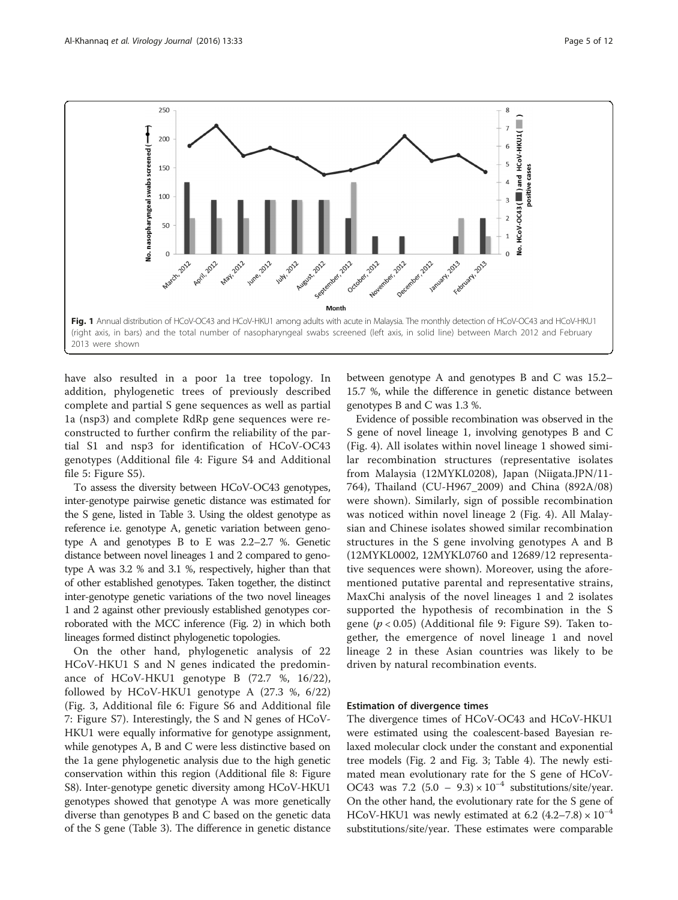Fig. 1 Annual distribution of HCoV-OC43 and HCoV-HKU1 among adults with acute in Malaysia. The monthly detection of HCoV-OC43 and HCoV-HKU1 (right axis, in bars) and the total number of nasopharyngeal swabs screened (left axis, in solid line) between March 2012 and February 2013 were shown

have also resulted in a poor 1a tree topology. In addition, phylogenetic trees of previously described complete and partial S gene sequences as well as partial 1a (nsp3) and complete RdRp gene sequences were reconstructed to further confirm the reliability of the partial S1 and nsp3 for identification of HCoV-OC43 genotypes (Additional file 4: Figure S4 and Additional file 5: Figure S5).

To assess the diversity between HCoV-OC43 genotypes, inter-genotype pairwise genetic distance was estimated for the S gene, listed in Table 3. Using the oldest genotype as reference i.e. genotype A, genetic variation between genotype A and genotypes B to E was 2.2–2.7 %. Genetic distance between novel lineages 1 and 2 compared to genotype A was 3.2 % and 3.1 %, respectively, higher than that of other established genotypes. Taken together, the distinct inter-genotype genetic variations of the two novel lineages 1 and 2 against other previously established genotypes corroborated with the MCC inference (Fig. 2) in which both lineages formed distinct phylogenetic topologies.

On the other hand, phylogenetic analysis of 22 HCoV-HKU1 S and N genes indicated the predominance of HCoV-HKU1 genotype B (72.7 %, 16/22), followed by HCoV-HKU1 genotype A (27.3 %, 6/22) (Fig. 3, Additional file 6: Figure S6 and Additional file 7: Figure S7). Interestingly, the S and N genes of HCoV-HKU1 were equally informative for genotype assignment, while genotypes A, B and C were less distinctive based on the 1a gene phylogenetic analysis due to the high genetic conservation within this region (Additional file 8: Figure S8). Inter-genotype genetic diversity among HCoV-HKU1 genotypes showed that genotype A was more genetically diverse than genotypes B and C based on the genetic data of the S gene (Table 3). The difference in genetic distance between genotype A and genotypes B and C was 15.2–15.7 %, while the difference in genetic distance between genotypes B and C was 1.3 %.

Evidence of possible recombination was observed in the S gene of novel lineage 1, involving genotypes B and C (Fig. 4). All isolates within novel lineage 1 showed similar recombination structures (representative isolates from Malaysia (12MYKL0208), Japan (Niigata.JPN/11-764), Thailand (CU-H967_2009) and China (892A/08) were shown). Similarly, sign of possible recombination was noticed within novel lineage 2 (Fig. 4). All Malaysian and Chinese isolates showed similar recombination structures in the S gene involving genotypes A and B (12MYKL0002, 12MYKL0760 and 12689/12 representative sequences were shown). Moreover, using the aforementioned putative parental and representative strains, MaxChi analysis of the novel lineages 1 and 2 isolates supported the hypothesis of recombination in the S gene ($p < 0.05$) (Additional file 9: Figure S9). Taken together, the emergence of novel lineage 1 and novel lineage 2 in these Asian countries was likely to be driven by natural recombination events.

### Estimation of divergence times

The divergence times of HCoV-OC43 and HCoV-HKU1 were estimated using the coalescent-based Bayesian relaxed molecular clock under the constant and exponential tree models (Fig. 2 and Fig. 3; Table 4). The newly estimated mean evolutionary rate for the S gene of HCoV-OC43 was 7.2 $(5.0 - 9.3) \times 10^{-4}$ substitutions/site/year. On the other hand, the evolutionary rate for the S gene of HCoV-HKU1 was newly estimated at 6.2 $(4.2–7.8) \times 10^{-4}$ substitutions/site/year. These estimates were comparable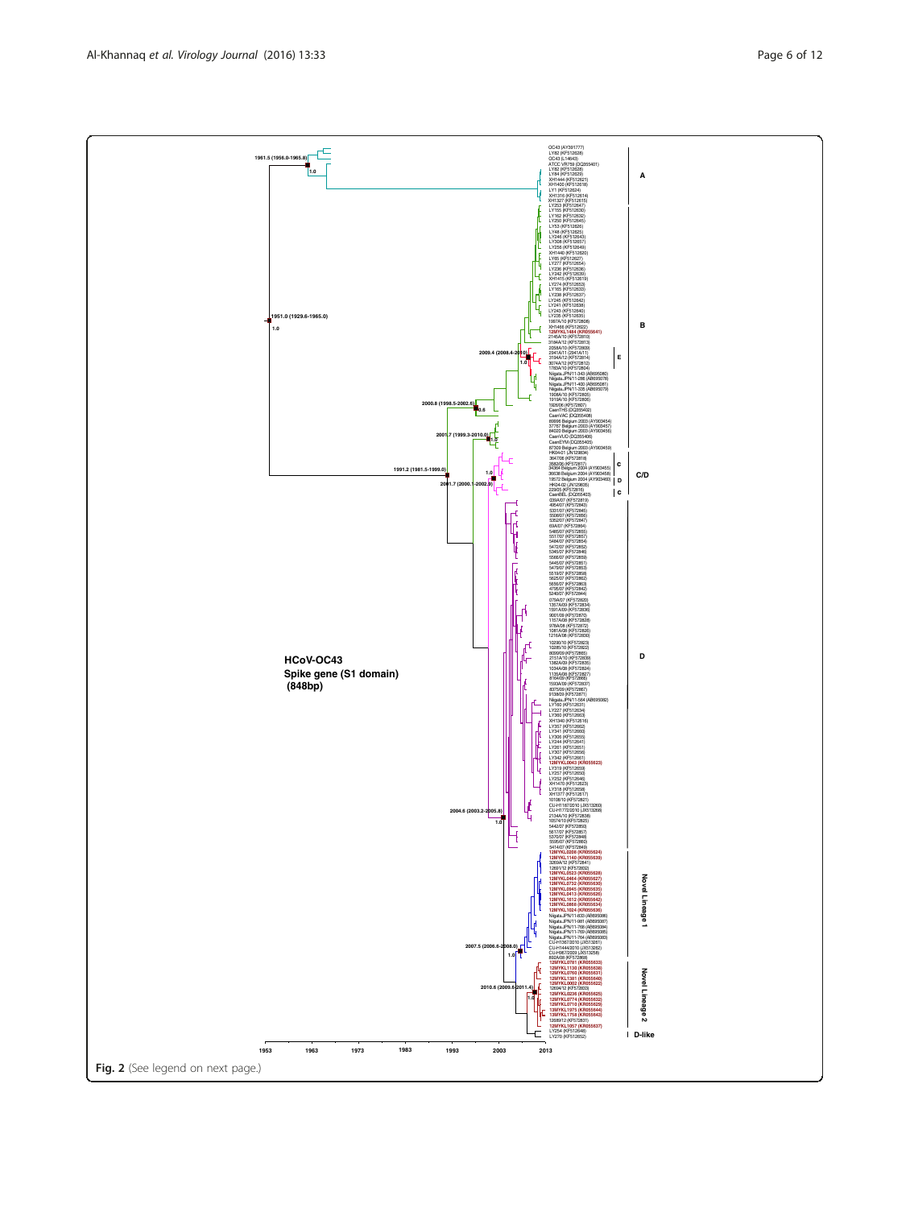**Fig. 2** (See legend on next page.)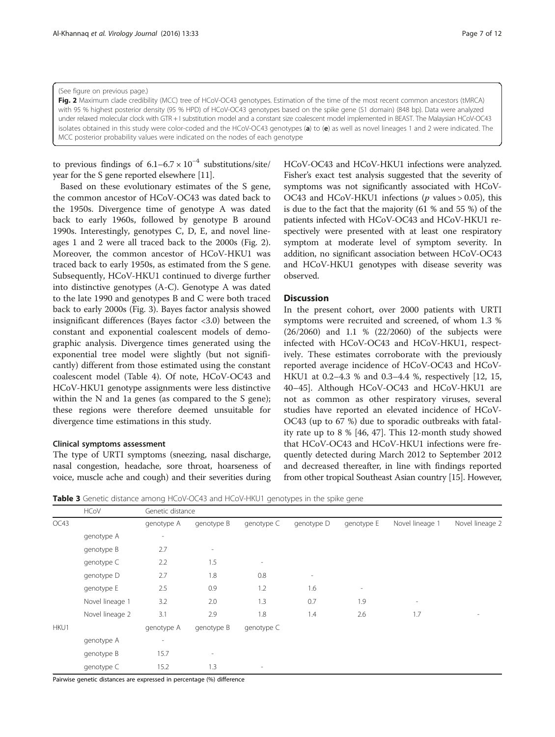(See figure on previous page.)

**Fig. 2** Maximum clade credibility (MCC) tree of HCoV-OC43 genotypes. Estimation of the time of the most recent common ancestors (tMRCA) with 95 % highest posterior density (95 % HPD) of HCoV-OC43 genotypes based on the spike gene (S1 domain) (848 bp). Data were analyzed under relaxed molecular clock with GTR + I substitution model and a constant size coalescent model implemented in BEAST. The Malaysian HCoV-OC43 isolates obtained in this study were color-coded and the HCoV-OC43 genotypes (**a**) to (**e**) as well as novel lineages 1 and 2 were indicated. The MCC posterior probability values were indicated on the nodes of each genotype

to previous findings of $6.1–6.7 \times 10^{-4}$ substitutions/site/year for the S gene reported elsewhere [11].

Based on these evolutionary estimates of the S gene, the common ancestor of HCoV-OC43 was dated back to the 1950s. Divergence time of genotype A was dated back to early 1960s, followed by genotype B around 1990s. Interestingly, genotypes C, D, E, and novel lineages 1 and 2 were all traced back to the 2000s (Fig. 2). Moreover, the common ancestor of HCoV-HKU1 was traced back to early 1950s, as estimated from the S gene. Subsequently, HCoV-HKU1 continued to diverge further into distinctive genotypes (A-C). Genotype A was dated to the late 1990 and genotypes B and C were both traced back to early 2000s (Fig. 3). Bayes factor analysis showed insignificant differences (Bayes factor <3.0) between the constant and exponential coalescent models of demographic analysis. Divergence times generated using the exponential tree model were slightly (but not significantly) different from those estimated using the constant coalescent model (Table 4). Of note, HCoV-OC43 and HCoV-HKU1 genotype assignments were less distinctive within the N and 1a genes (as compared to the S gene); these regions were therefore deemed unsuitable for divergence time estimations in this study.

### Clinical symptoms assessment

The type of URTI symptoms (sneezing, nasal discharge, nasal congestion, headache, sore throat, hoarseness of voice, muscle ache and cough) and their severities during HCoV-OC43 and HCoV-HKU1 infections were analyzed. Fisher's exact test analysis suggested that the severity of symptoms was not significantly associated with HCoV-OC43 and HCoV-HKU1 infections ($p$ values > 0.05), this is due to the fact that the majority (61 % and 55 %) of the patients infected with HCoV-OC43 and HCoV-HKU1 respectively were presented with at least one respiratory symptom at moderate level of symptom severity. In addition, no significant association between HCoV-OC43 and HCoV-HKU1 genotypes with disease severity was observed.

## Discussion

In the present cohort, over 2000 patients with URTI symptoms were recruited and screened, of whom 1.3 % (26/2060) and 1.1 % (22/2060) of the subjects were infected with HCoV-OC43 and HCoV-HKU1, respectively. These estimates corroborate with the previously reported average incidence of HCoV-OC43 and HCoV-HKU1 at 0.2–4.3 % and 0.3–4.4 %, respectively [12, 15, 40–45]. Although HCoV-OC43 and HCoV-HKU1 are not as common as other respiratory viruses, several studies have reported an elevated incidence of HCoV-OC43 (up to 67 %) due to sporadic outbreaks with fatality rate up to 8 % [46, 47]. This 12-month study showed that HCoV-OC43 and HCoV-HKU1 infections were frequently detected during March 2012 to September 2012 and decreased thereafter, in line with findings reported from other tropical Southeast Asian country [15]. However,

**Table 3** Genetic distance among HCoV-OC43 and HCoV-HKU1 genotypes in the spike gene

| | HCoV | Genetic distance | | | | | | |
|---|---|---|---|---|---|---|---|---|
| OC43 | | genotype A | genotype B | genotype C | genotype D | genotype E | Novel lineage 1 | Novel lineage 2 |
| | genotype A | - | | | | | | |
| | genotype B | 2.7 | - | | | | | |
| | genotype C | 2.2 | 1.5 | - | | | | |
| | genotype D | 2.7 | 1.8 | 0.8 | - | | | |
| | genotype E | 2.5 | 0.9 | 1.2 | 1.6 | - | | |
| | Novel lineage 1 | 3.2 | 2.0 | 1.3 | 0.7 | 1.9 | - | |
| | Novel lineage 2 | 3.1 | 2.9 | 1.8 | 1.4 | 2.6 | 1.7 | - |
| HKU1 | | genotype A | genotype B | genotype C | | | | |
| | genotype A | - | | | | | | |
| | genotype B | 15.7 | - | | | | | |
| | genotype C | 15.2 | 1.3 | - | | | | |

Pairwise genetic distances are expressed in percentage (%) difference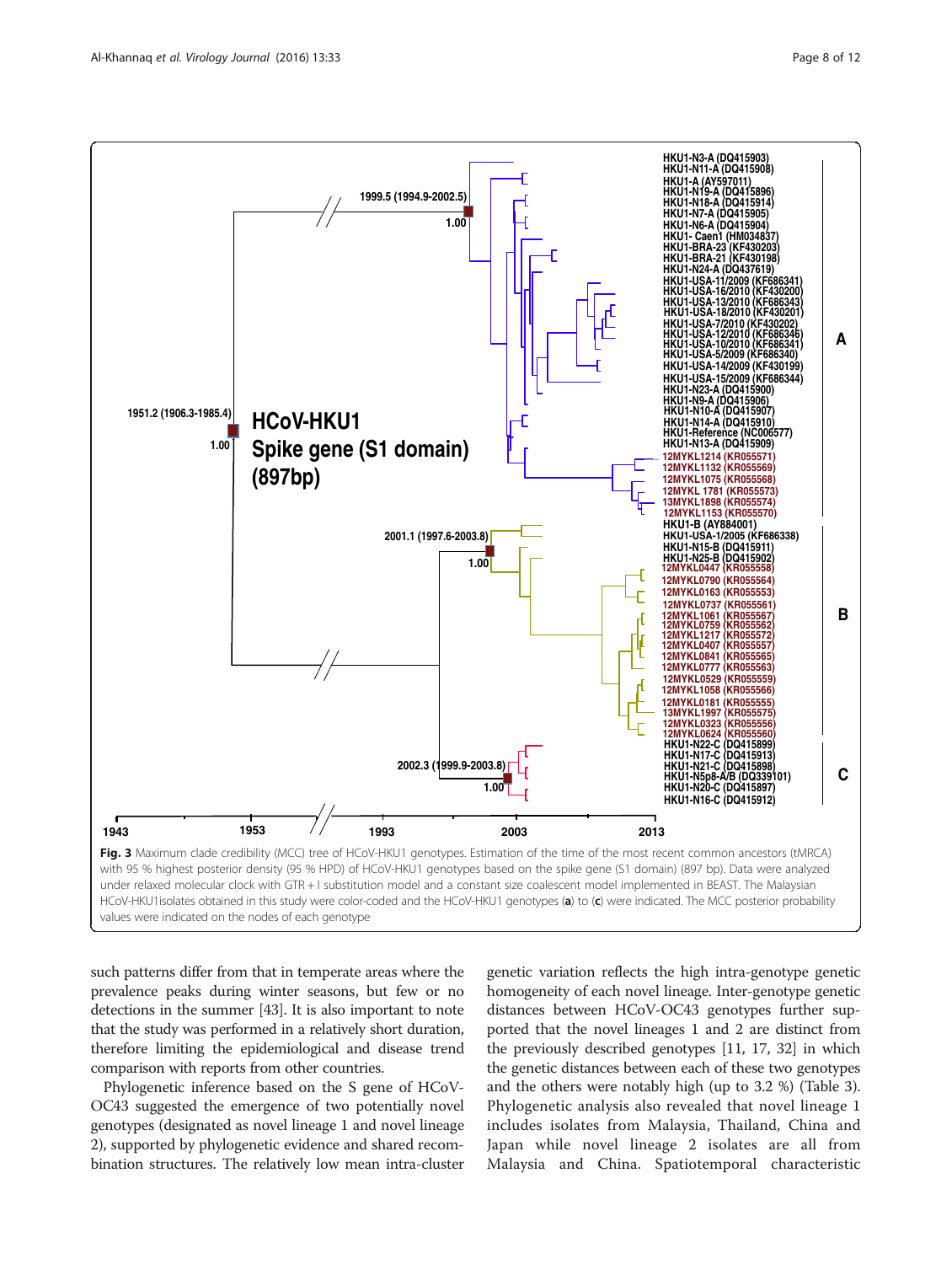**Fig. 3** Maximum clade credibility (MCC) tree of HCoV-HKU1 genotypes. Estimation of the time of the most recent common ancestors (tMRCA) with 95 % highest posterior density (95 % HPD) of HCoV-HKU1 genotypes based on the spike gene (S1 domain) (897 bp). Data were analyzed under relaxed molecular clock with GTR + I substitution model and a constant size coalescent model implemented in BEAST. The Malaysian HCoV-HKU1isolates obtained in this study were color-coded and the HCoV-HKU1 genotypes (**a**) to (**c**) were indicated. The MCC posterior probability values were indicated on the nodes of each genotype

such patterns differ from that in temperate areas where the prevalence peaks during winter seasons, but few or no detections in the summer [43]. It is also important to note that the study was performed in a relatively short duration, therefore limiting the epidemiological and disease trend comparison with reports from other countries.

Phylogenetic inference based on the S gene of HCoV-OC43 suggested the emergence of two potentially novel genotypes (designated as novel lineage 1 and novel lineage 2), supported by phylogenetic evidence and shared recombination structures. The relatively low mean intra-cluster genetic variation reflects the high intra-genotype genetic homogeneity of each novel lineage. Inter-genotype genetic distances between HCoV-OC43 genotypes further supported that the novel lineages 1 and 2 are distinct from the previously described genotypes [11, 17, 32] in which the genetic distances between each of these two genotypes and the others were notably high (up to 3.2 %) (Table 3). Phylogenetic analysis also revealed that novel lineage 1 includes isolates from Malaysia, Thailand, China and Japan while novel lineage 2 isolates are all from Malaysia and China. Spatiotemporal characteristic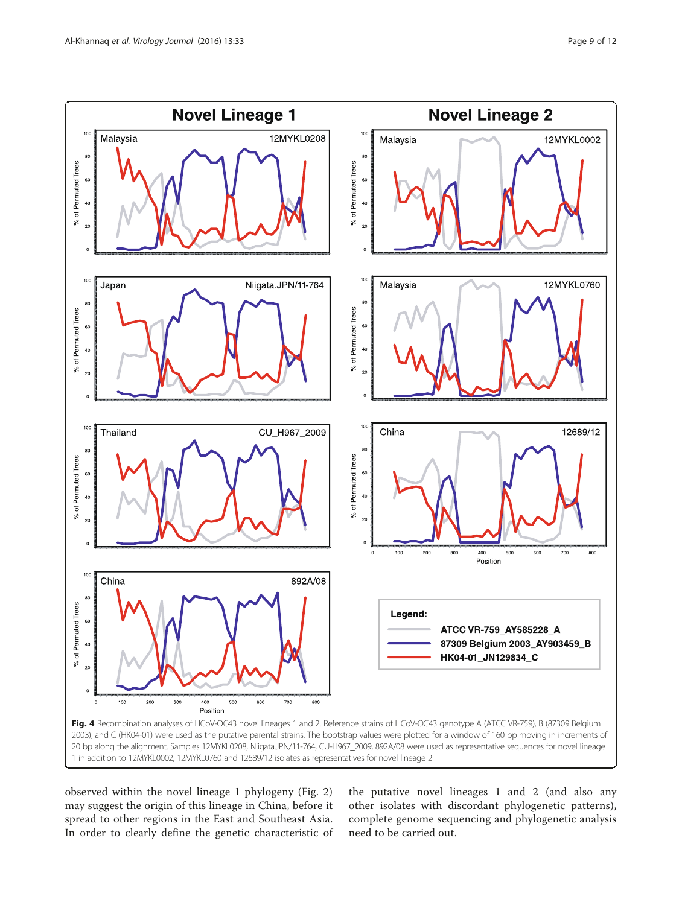**Fig. 4** Recombination analyses of HCoV-OC43 novel lineages 1 and 2. Reference strains of HCoV-OC43 genotype A (ATCC VR-759), B (87309 Belgium 2003), and C (HK04-01) were used as the putative parental strains. The bootstrap values were plotted for a window of 160 bp moving in increments of 20 bp along the alignment. Samples 12MYKL0208, Niigata.JPN/11-764, CU-H967_2009, 892A/08 were used as representative sequences for novel lineage 1 in addition to 12MYKL0002, 12MYKL0760 and 12689/12 isolates as representatives for novel lineage 2

observed within the novel lineage 1 phylogeny (Fig. 2) may suggest the origin of this lineage in China, before it spread to other regions in the East and Southeast Asia. In order to clearly define the genetic characteristic of the putative novel lineages 1 and 2 (and also any other isolates with discordant phylogenetic patterns), complete genome sequencing and phylogenetic analysis need to be carried out.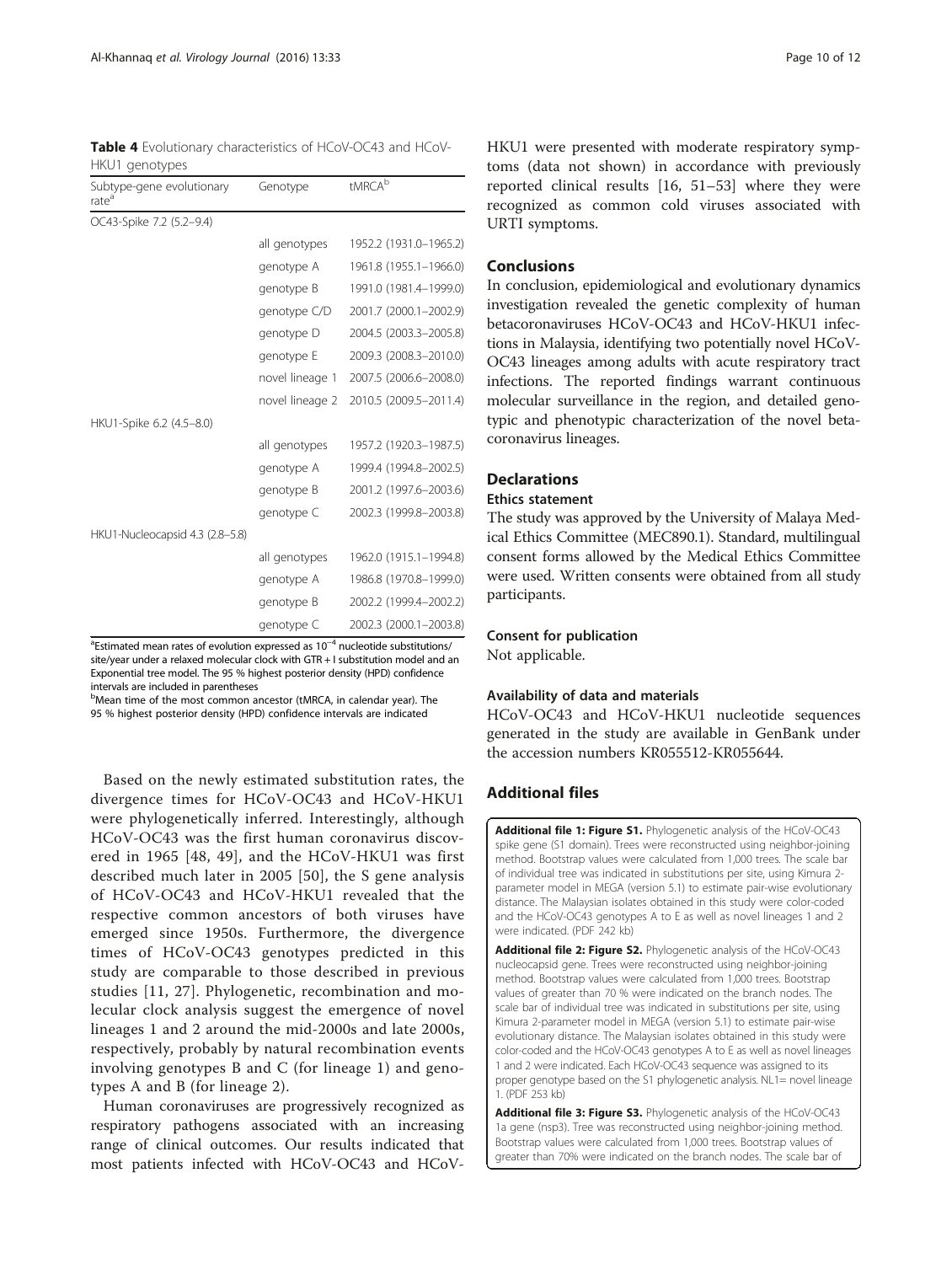**Table 4** Evolutionary characteristics of HCoV-OC43 and HCoV-HKU1 genotypes

| Subtype-gene evolutionary rate[a] | Genotype | tMRCA[b] |
|---|---|---|
| OC43-Spike 7.2 (5.2–9.4) | | |
| | all genotypes | 1952.2 (1931.0–1965.2) |
| | genotype A | 1961.8 (1955.1–1966.0) |
| | genotype B | 1991.0 (1981.4–1999.0) |
| | genotype C/D | 2001.7 (2000.1–2002.9) |
| | genotype D | 2004.5 (2003.3–2005.8) |
| | genotype E | 2009.3 (2008.3–2010.0) |
| | novel lineage 1 | 2007.5 (2006.6–2008.0) |
| | novel lineage 2 | 2010.5 (2009.5–2011.4) |
| HKU1-Spike 6.2 (4.5–8.0) | | |
| | all genotypes | 1957.2 (1920.3–1987.5) |
| | genotype A | 1999.4 (1994.8–2002.5) |
| | genotype B | 2001.2 (1997.6–2003.6) |
| | genotype C | 2002.3 (1999.8–2003.8) |
| HKU1-Nucleocapsid 4.3 (2.8–5.8) | | |
| | all genotypes | 1962.0 (1915.1–1994.8) |
| | genotype A | 1986.8 (1970.8–1999.0) |
| | genotype B | 2002.2 (1999.4–2002.2) |
| | genotype C | 2002.3 (2000.1–2003.8) |

[a]Estimated mean rates of evolution expressed as $10^{-4}$ nucleotide substitutions/site/year under a relaxed molecular clock with GTR + I substitution model and an Exponential tree model. The 95 % highest posterior density (HPD) confidence intervals are included in parentheses

[b]Mean time of the most common ancestor (tMRCA, in calendar year). The 95 % highest posterior density (HPD) confidence intervals are indicated

Based on the newly estimated substitution rates, the divergence times for HCoV-OC43 and HCoV-HKU1 were phylogenetically inferred. Interestingly, although HCoV-OC43 was the first human coronavirus discovered in 1965 [48, 49], and the HCoV-HKU1 was first described much later in 2005 [50], the S gene analysis of HCoV-OC43 and HCoV-HKU1 revealed that the respective common ancestors of both viruses have emerged since 1950s. Furthermore, the divergence times of HCoV-OC43 genotypes predicted in this study are comparable to those described in previous studies [11, 27]. Phylogenetic, recombination and molecular clock analysis suggest the emergence of novel lineages 1 and 2 around the mid-2000s and late 2000s, respectively, probably by natural recombination events involving genotypes B and C (for lineage 1) and genotypes A and B (for lineage 2).

Human coronaviruses are progressively recognized as respiratory pathogens associated with an increasing range of clinical outcomes. Our results indicated that most patients infected with HCoV-OC43 and HCoV-HKU1 were presented with moderate respiratory symptoms (data not shown) in accordance with previously reported clinical results [16, 51–53] where they were recognized as common cold viruses associated with URTI symptoms.

## Conclusions

In conclusion, epidemiological and evolutionary dynamics investigation revealed the genetic complexity of human betacoronaviruses HCoV-OC43 and HCoV-HKU1 infections in Malaysia, identifying two potentially novel HCoV-OC43 lineages among adults with acute respiratory tract infections. The reported findings warrant continuous molecular surveillance in the region, and detailed genotypic and phenotypic characterization of the novel betacoronavirus lineages.

## Declarations

### Ethics statement

The study was approved by the University of Malaya Medical Ethics Committee (MEC890.1). Standard, multilingual consent forms allowed by the Medical Ethics Committee were used. Written consents were obtained from all study participants.

### Consent for publication

Not applicable.

### Availability of data and materials

HCoV-OC43 and HCoV-HKU1 nucleotide sequences generated in the study are available in GenBank under the accession numbers KR055512-KR055644.

## Additional files

**Additional file 1: Figure S1.** Phylogenetic analysis of the HCoV-OC43 spike gene (S1 domain). Trees were reconstructed using neighbor-joining method. Bootstrap values were calculated from 1,000 trees. The scale bar of individual tree was indicated in substitutions per site, using Kimura 2-parameter model in MEGA (version 5.1) to estimate pair-wise evolutionary distance. The Malaysian isolates obtained in this study were color-coded and the HCoV-OC43 genotypes A to E as well as novel lineages 1 and 2 were indicated. (PDF 242 kb)

**Additional file 2: Figure S2.** Phylogenetic analysis of the HCoV-OC43 nucleocapsid gene. Trees were reconstructed using neighbor-joining method. Bootstrap values were calculated from 1,000 trees. Bootstrap values of greater than 70 % were indicated on the branch nodes. The scale bar of individual tree was indicated in substitutions per site, using Kimura 2-parameter model in MEGA (version 5.1) to estimate pair-wise evolutionary distance. The Malaysian isolates obtained in this study were color-coded and the HCoV-OC43 genotypes A to E as well as novel lineages 1 and 2 were indicated. Each HCoV-OC43 sequence was assigned to its proper genotype based on the S1 phylogenetic analysis. NL1= novel lineage 1. (PDF 253 kb)

**Additional file 3: Figure S3.** Phylogenetic analysis of the HCoV-OC43 1a gene (nsp3). Tree was reconstructed using neighbor-joining method. Bootstrap values were calculated from 1,000 trees. Bootstrap values of greater than 70% were indicated on the branch nodes. The scale bar of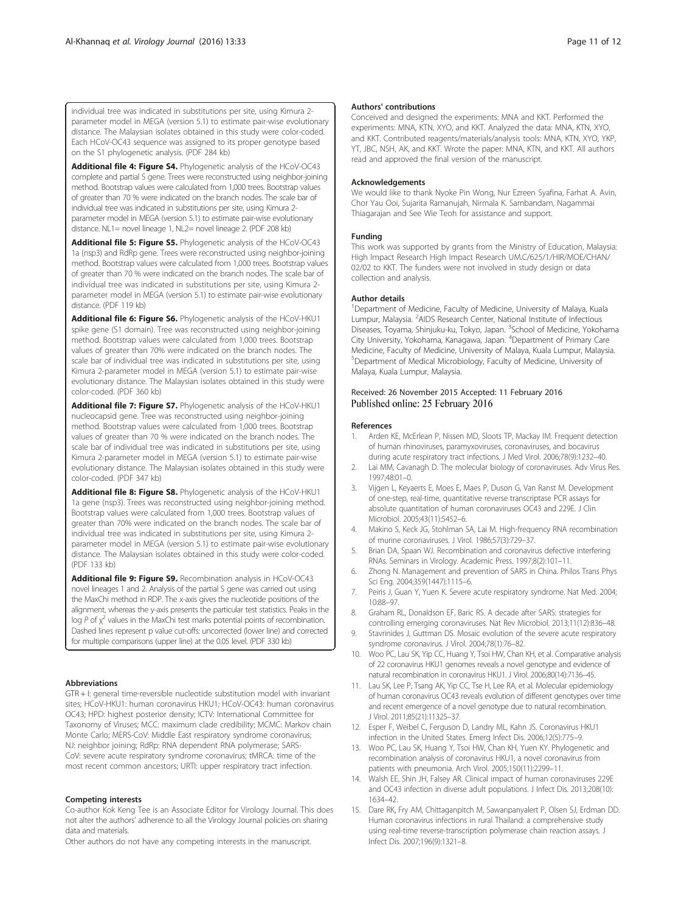individual tree was indicated in substitutions per site, using Kimura 2-parameter model in MEGA (version 5.1) to estimate pair-wise evolutionary distance. The Malaysian isolates obtained in this study were color-coded. Each HCoV-OC43 sequence was assigned to its proper genotype based on the S1 phylogenetic analysis. (PDF 284 kb)

**Additional file 4: Figure S4.** Phylogenetic analysis of the HCoV-OC43 complete and partial S gene. Trees were reconstructed using neighbor-joining method. Bootstrap values were calculated from 1,000 trees. Bootstrap values of greater than 70 % were indicated on the branch nodes. The scale bar of individual tree was indicated in substitutions per site, using Kimura 2-parameter model in MEGA (version 5.1) to estimate pair-wise evolutionary distance. NL1= novel lineage 1, NL2= novel lineage 2. (PDF 208 kb)

**Additional file 5: Figure S5.** Phylogenetic analysis of the HCoV-OC43 1a (nsp3) and RdRp gene. Trees were reconstructed using neighbor-joining method. Bootstrap values were calculated from 1,000 trees. Bootstrap values of greater than 70 % were indicated on the branch nodes. The scale bar of individual tree was indicated in substitutions per site, using Kimura 2-parameter model in MEGA (version 5.1) to estimate pair-wise evolutionary distance. (PDF 119 kb)

**Additional file 6: Figure S6.** Phylogenetic analysis of the HCoV-HKU1 spike gene (S1 domain). Tree was reconstructed using neighbor-joining method. Bootstrap values were calculated from 1,000 trees. Bootstrap values of greater than 70% were indicated on the branch nodes. The scale bar of individual tree was indicated in substitutions per site, using Kimura 2-parameter model in MEGA (version 5.1) to estimate pair-wise evolutionary distance. The Malaysian isolates obtained in this study were color-coded. (PDF 360 kb)

**Additional file 7: Figure S7.** Phylogenetic analysis of the HCoV-HKU1 nucleocapsid gene. Tree was reconstructed using neighbor-joining method. Bootstrap values were calculated from 1,000 trees. Bootstrap values of greater than 70 % were indicated on the branch nodes. The scale bar of individual tree was indicated in substitutions per site, using Kimura 2-parameter model in MEGA (version 5.1) to estimate pair-wise evolutionary distance. The Malaysian isolates obtained in this study were color-coded. (PDF 347 kb)

**Additional file 8: Figure S8.** Phylogenetic analysis of the HCoV-HKU1 1a gene (nsp3). Trees was reconstructed using neighbor-joining method. Bootstrap values were calculated from 1,000 trees. Bootstrap values of greater than 70% were indicated on the branch nodes. The scale bar of individual tree was indicated in substitutions per site, using Kimura 2-parameter model in MEGA (version 5.1) to estimate pair-wise evolutionary distance. The Malaysian isolates obtained in this study were color-coded. (PDF 133 kb)

**Additional file 9: Figure S9.** Recombination analysis in HCoV-OC43 novel lineages 1 and 2. Analysis of the partial S gene was carried out using the MaxChi method in RDP. The x-axis gives the nucleotide positions of the alignment, whereas the y-axis presents the particular test statistics. Peaks in the log $P$ of $\chi^2$ values in the MaxChi test marks potential points of recombination. Dashed lines represent p value cut-offs: uncorrected (lower line) and corrected for multiple comparisons (upper line) at the 0.05 level. (PDF 330 kb)

#### Abbreviations

GTR + I: general time-reversible nucleotide substitution model with invariant sites; HCoV-HKU1: human coronavirus HKU1; HCoV-OC43: human coronavirus OC43; HPD: highest posterior density; ICTV: International Committee for Taxonomy of Viruses; MCC: maximum clade credibility; MCMC: Markov chain Monte Carlo; MERS-CoV: Middle East respiratory syndrome coronavirus; NJ: neighbor joining; RdRp: RNA dependent RNA polymerase; SARS-CoV: severe acute respiratory syndrome coronavirus; tMRCA: time of the most recent common ancestors; URTI: upper respiratory tract infection.

#### Competing interests

Co-author Kok Keng Tee is an Associate Editor for Virology Journal. This does not alter the authors' adherence to all the Virology Journal policies on sharing data and materials.

Other authors do not have any competing interests in the manuscript.

#### Authors' contributions

Conceived and designed the experiments: MNA and KKT. Performed the experiments: MNA, KTN, XYO, and KKT. Analyzed the data: MNA, KTN, XYO, and KKT. Contributed reagents/materials/analysis tools: MNA, KTN, XYO, YKP, YT, JBC, NSH, AK, and KKT. Wrote the paper: MNA, KTN, and KKT. All authors read and approved the final version of the manuscript.

#### Acknowledgements

We would like to thank Nyoke Pin Wong, Nur Ezreen Syafina, Farhat A. Avin, Chor Yau Ooi, Sujarita Ramanujah, Nirmala K. Sambandam, Nagammai Thiagarajan and See Wie Teoh for assistance and support.

#### Funding

This work was supported by grants from the Ministry of Education, Malaysia: High Impact Research High Impact Research UM.C/625/1/HIR/MOE/CHAN/02/02 to KKT. The funders were not involved in study design or data collection and analysis.

#### Author details

[1]Department of Medicine, Faculty of Medicine, University of Malaya, Kuala Lumpur, Malaysia. [2]AIDS Research Center, National Institute of Infectious Diseases, Toyama, Shinjuku-ku, Tokyo, Japan. [3]School of Medicine, Yokohama City University, Yokohama, Kanagawa, Japan. [4]Department of Primary Care Medicine, Faculty of Medicine, University of Malaya, Kuala Lumpur, Malaysia. [5]Department of Medical Microbiology, Faculty of Medicine, University of Malaya, Kuala Lumpur, Malaysia.

Received: 26 November 2015 Accepted: 11 February 2016
Published online: 25 February 2016

#### References

1. Arden KE, McErlean P, Nissen MD, Sloots TP, Mackay IM. Frequent detection of human rhinoviruses, paramyxoviruses, coronaviruses, and bocavirus during acute respiratory tract infections. J Med Virol. 2006;78(9):1232–40.
2. Lai MM, Cavanagh D. The molecular biology of coronaviruses. Adv Virus Res. 1997;48:01–0.
3. Vijgen L, Keyaerts E, Moes E, Maes P, Duson G, Van Ranst M. Development of one-step, real-time, quantitative reverse transcriptase PCR assays for absolute quantitation of human coronaviruses OC43 and 229E. J Clin Microbiol. 2005;43(11):5452–6.
4. Makino S, Keck JG, Stohlman SA, Lai M. High-frequency RNA recombination of murine coronaviruses. J Virol. 1986;57(3):729–37.
5. Brian DA, Spaan WJ. Recombination and coronavirus defective interfering RNAs. Seminars in Virology. Academic Press. 1997;8(2):101–11.
6. Zhong N. Management and prevention of SARS in China. Philos Trans Phys Sci Eng. 2004;359(1447):1115–6.
7. Peiris J, Guan Y, Yuen K. Severe acute respiratory syndrome. Nat Med. 2004; 10:88–97.
8. Graham RL, Donaldson EF, Baric RS. A decade after SARS: strategies for controlling emerging coronaviruses. Nat Rev Microbiol. 2013;11(12):836–48.
9. Stavrinides J, Guttman DS. Mosaic evolution of the severe acute respiratory syndrome coronavirus. J Virol. 2004;78(1):76–82.
10. Woo PC, Lau SK, Yip CC, Huang Y, Tsoi HW, Chan KH, et al. Comparative analysis of 22 coronavirus HKU1 genomes reveals a novel genotype and evidence of natural recombination in coronavirus HKU1. J Virol. 2006;80(14):7136–45.
11. Lau SK, Lee P, Tsang AK, Yip CC, Tse H, Lee RA, et al. Molecular epidemiology of human coronavirus OC43 reveals evolution of different genotypes over time and recent emergence of a novel genotype due to natural recombination. J Virol. 2011;85(21):11325–37.
12. Esper F, Weibel C, Ferguson D, Landry ML, Kahn JS. Coronavirus HKU1 infection in the United States. Emerg Infect Dis. 2006;12(5):775–9.
13. Woo PC, Lau SK, Huang Y, Tsoi HW, Chan KH, Yuen KY. Phylogenetic and recombination analysis of coronavirus HKU1, a novel coronavirus from patients with pneumonia. Arch Virol. 2005;150(11):2299–11.
14. Walsh EE, Shin JH, Falsey AR. Clinical impact of human coronaviruses 229E and OC43 infection in diverse adult populations. J Infect Dis. 2013;208(10): 1634–42.
15. Dare RK, Fry AM, Chittaganpitch M, Sawanpanyalert P, Olsen SJ, Erdman DD. Human coronavirus infections in rural Thailand: a comprehensive study using real-time reverse-transcription polymerase chain reaction assays. J Infect Dis. 2007;196(9):1321–8.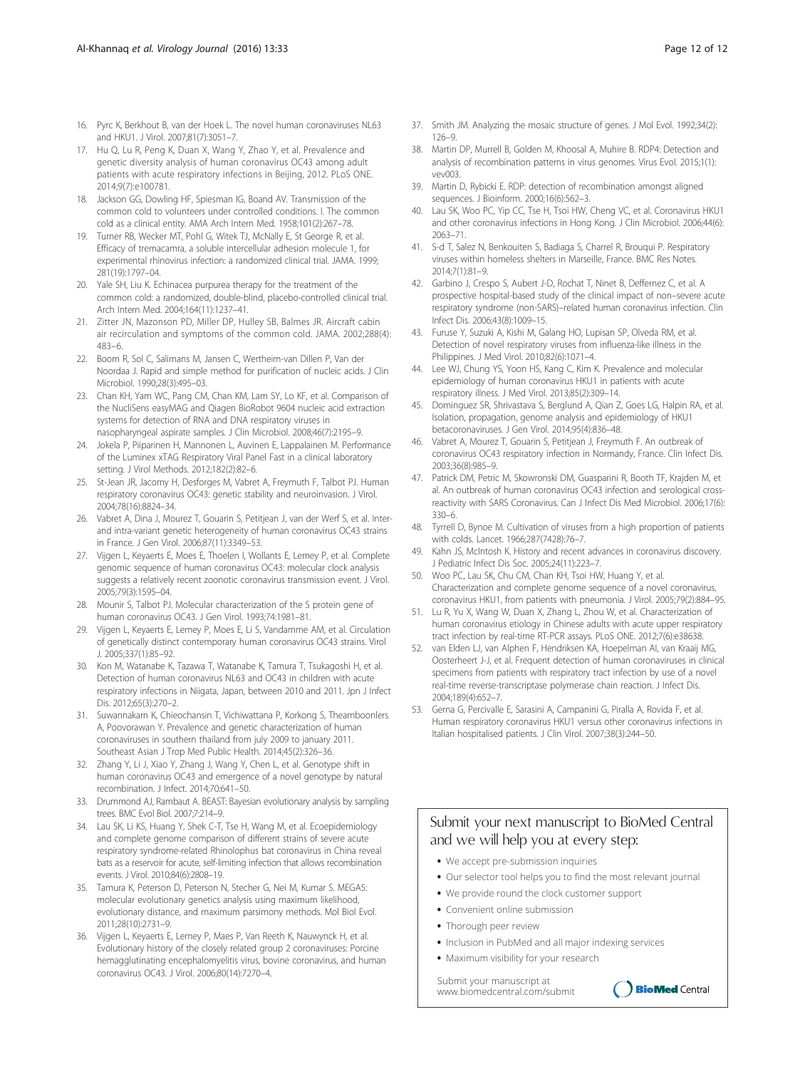16. Pyrc K, Berkhout B, van der Hoek L. The novel human coronaviruses NL63 and HKU1. J Virol. 2007;81(7):3051–7.
17. Hu Q, Lu R, Peng K, Duan X, Wang Y, Zhao Y, et al. Prevalence and genetic diversity analysis of human coronavirus OC43 among adult patients with acute respiratory infections in Beijing, 2012. PLoS ONE. 2014;9(7):e100781.
18. Jackson GG, Dowling HF, Spiesman IG, Boand AV. Transmission of the common cold to volunteers under controlled conditions. I. The common cold as a clinical entity. AMA Arch Intern Med. 1958;101(2):267–78.
19. Turner RB, Wecker MT, Pohl G, Witek TJ, McNally E, St George R, et al. Efficacy of tremacamra, a soluble intercellular adhesion molecule 1, for experimental rhinovirus infection: a randomized clinical trial. JAMA. 1999; 281(19):1797–04.
20. Yale SH, Liu K. Echinacea purpurea therapy for the treatment of the common cold: a randomized, double-blind, placebo-controlled clinical trial. Arch Intern Med. 2004;164(11):1237–41.
21. Zitter JN, Mazonson PD, Miller DP, Hulley SB, Balmes JR. Aircraft cabin air recirculation and symptoms of the common cold. JAMA. 2002;288(4): 483–6.
22. Boom R, Sol C, Salimans M, Jansen C, Wertheim-van Dillen P, Van der Noordaa J. Rapid and simple method for purification of nucleic acids. J Clin Microbiol. 1990;28(3):495–03.
23. Chan KH, Yam WC, Pang CM, Chan KM, Lam SY, Lo KF, et al. Comparison of the NucliSens easyMAG and Qiagen BioRobot 9604 nucleic acid extraction systems for detection of RNA and DNA respiratory viruses in nasopharyngeal aspirate samples. J Clin Microbiol. 2008;46(7):2195–9.
24. Jokela P, Piiparinen H, Mannonen L, Auvinen E, Lappalainen M. Performance of the Luminex xTAG Respiratory Viral Panel Fast in a clinical laboratory setting. J Virol Methods. 2012;182(2):82–6.
25. St-Jean JR, Jacomy H, Desforges M, Vabret A, Freymuth F, Talbot PJ. Human respiratory coronavirus OC43: genetic stability and neuroinvasion. J Virol. 2004;78(16):8824–34.
26. Vabret A, Dina J, Mourez T, Gouarin S, Petitjean J, van der Werf S, et al. Inter- and intra-variant genetic heterogeneity of human coronavirus OC43 strains in France. J Gen Virol. 2006;87(11):3349–53.
27. Vijgen L, Keyaerts E, Moes E, Thoelen I, Wollants E, Lemey P, et al. Complete genomic sequence of human coronavirus OC43: molecular clock analysis suggests a relatively recent zoonotic coronavirus transmission event. J Virol. 2005;79(3):1595–04.
28. Mounir S, Talbot PJ. Molecular characterization of the S protein gene of human coronavirus OC43. J Gen Virol. 1993;74:1981–81.
29. Vijgen L, Keyaerts E, Lemey P, Moes E, Li S, Vandamme AM, et al. Circulation of genetically distinct contemporary human coronavirus OC43 strains. Virol J. 2005;337(1):85–92.
30. Kon M, Watanabe K, Tazawa T, Watanabe K, Tamura T, Tsukagoshi H, et al. Detection of human coronavirus NL63 and OC43 in children with acute respiratory infections in Niigata, Japan, between 2010 and 2011. Jpn J Infect Dis. 2012;65(3):270–2.
31. Suwannakarn K, Chieochansin T, Vichiwattana P, Korkong S, Theamboonlers A, Poovorawan Y. Prevalence and genetic characterization of human coronaviruses in southern thailand from july 2009 to january 2011. Southeast Asian J Trop Med Public Health. 2014;45(2):326–36.
32. Zhang Y, Li J, Xiao Y, Zhang J, Wang Y, Chen L, et al. Genotype shift in human coronavirus OC43 and emergence of a novel genotype by natural recombination. J Infect. 2014;70:641–50.
33. Drummond AJ, Rambaut A. BEAST: Bayesian evolutionary analysis by sampling trees. BMC Evol Biol. 2007;7:214–9.
34. Lau SK, Li KS, Huang Y, Shek C-T, Tse H, Wang M, et al. Ecoepidemiology and complete genome comparison of different strains of severe acute respiratory syndrome-related Rhinolophus bat coronavirus in China reveal bats as a reservoir for acute, self-limiting infection that allows recombination events. J Virol. 2010;84(6):2808–19.
35. Tamura K, Peterson D, Peterson N, Stecher G, Nei M, Kumar S. MEGA5: molecular evolutionary genetics analysis using maximum likelihood, evolutionary distance, and maximum parsimony methods. Mol Biol Evol. 2011;28(10):2731–9.
36. Vijgen L, Keyaerts E, Lemey P, Maes P, Van Reeth K, Nauwynck H, et al. Evolutionary history of the closely related group 2 coronaviruses: Porcine hemagglutinating encephalomyelitis virus, bovine coronavirus, and human coronavirus OC43. J Virol. 2006;80(14):7270–4.
37. Smith JM. Analyzing the mosaic structure of genes. J Mol Evol. 1992;34(2): 126–9.
38. Martin DP, Murrell B, Golden M, Khoosal A, Muhire B. RDP4: Detection and analysis of recombination patterns in virus genomes. Virus Evol. 2015;1(1): vev003.
39. Martin D, Rybicki E. RDP: detection of recombination amongst aligned sequences. J Bioinform. 2000;16(6):562–3.
40. Lau SK, Woo PC, Yip CC, Tse H, Tsoi HW, Cheng VC, et al. Coronavirus HKU1 and other coronavirus infections in Hong Kong. J Clin Microbiol. 2006;44(6): 2063–71.
41. S-d T, Salez N, Benkouiten S, Badiaga S, Charrel R, Brouqui P. Respiratory viruses within homeless shelters in Marseille, France. BMC Res Notes. 2014;7(1):81–9.
42. Garbino J, Crespo S, Aubert J-D, Rochat T, Ninet B, Deffernez C, et al. A prospective hospital-based study of the clinical impact of non–severe acute respiratory syndrome (non-SARS)–related human coronavirus infection. Clin Infect Dis. 2006;43(8):1009–15.
43. Furuse Y, Suzuki A, Kishi M, Galang HO, Lupisan SP, Olveda RM, et al. Detection of novel respiratory viruses from influenza-like illness in the Philippines. J Med Virol. 2010;82(6):1071–4.
44. Lee WJ, Chung YS, Yoon HS, Kang C, Kim K. Prevalence and molecular epidemiology of human coronavirus HKU1 in patients with acute respiratory illness. J Med Virol. 2013;85(2):309–14.
45. Dominguez SR, Shrivastava S, Berglund A, Qian Z, Goes LG, Halpin RA, et al. Isolation, propagation, genome analysis and epidemiology of HKU1 betacoronaviruses. J Gen Virol. 2014;95(4):836–48.
46. Vabret A, Mourez T, Gouarin S, Petitjean J, Freymuth F. An outbreak of coronavirus OC43 respiratory infection in Normandy, France. Clin Infect Dis. 2003;36(8):985–9.
47. Patrick DM, Petric M, Skowronski DM, Guasparini R, Booth TF, Krajden M, et al. An outbreak of human coronavirus OC43 infection and serological cross-reactivity with SARS Coronavirus. Can J Infect Dis Med Microbiol. 2006;17(6): 330–6.
48. Tyrrell D, Bynoe M. Cultivation of viruses from a high proportion of patients with colds. Lancet. 1966;287(7428):76–7.
49. Kahn JS, McIntosh K. History and recent advances in coronavirus discovery. J Pediatric Infect Dis Soc. 2005;24(11):223–7.
50. Woo PC, Lau SK, Chu CM, Chan KH, Tsoi HW, Huang Y, et al. Characterization and complete genome sequence of a novel coronavirus, coronavirus HKU1, from patients with pneumonia. J Virol. 2005;79(2):884–95.
51. Lu R, Yu X, Wang W, Duan X, Zhang L, Zhou W, et al. Characterization of human coronavirus etiology in Chinese adults with acute upper respiratory tract infection by real-time RT-PCR assays. PLoS ONE. 2012;7(6):e38638.
52. van Elden LJ, van Alphen F, Hendriksen KA, Hoepelman AI, van Kraaij MG, Oosterheert J-J, et al. Frequent detection of human coronaviruses in clinical specimens from patients with respiratory tract infection by use of a novel real-time reverse-transcriptase polymerase chain reaction. J Infect Dis. 2004;189(4):652–7.
53. Gerna G, Percivalle E, Sarasini A, Campanini G, Piralla A, Rovida F, et al. Human respiratory coronavirus HKU1 versus other coronavirus infections in Italian hospitalised patients. J Clin Virol. 2007;38(3):244–50.

Submit your next manuscript to BioMed Central and we will help you at every step:

- We accept pre-submission inquiries
- Our selector tool helps you to find the most relevant journal
- We provide round the clock customer support
- Convenient online submission
- Thorough peer review
- Inclusion in PubMed and all major indexing services
- Maximum visibility for your research

Submit your manuscript at www.biomedcentral.com/submit

BioMed Central